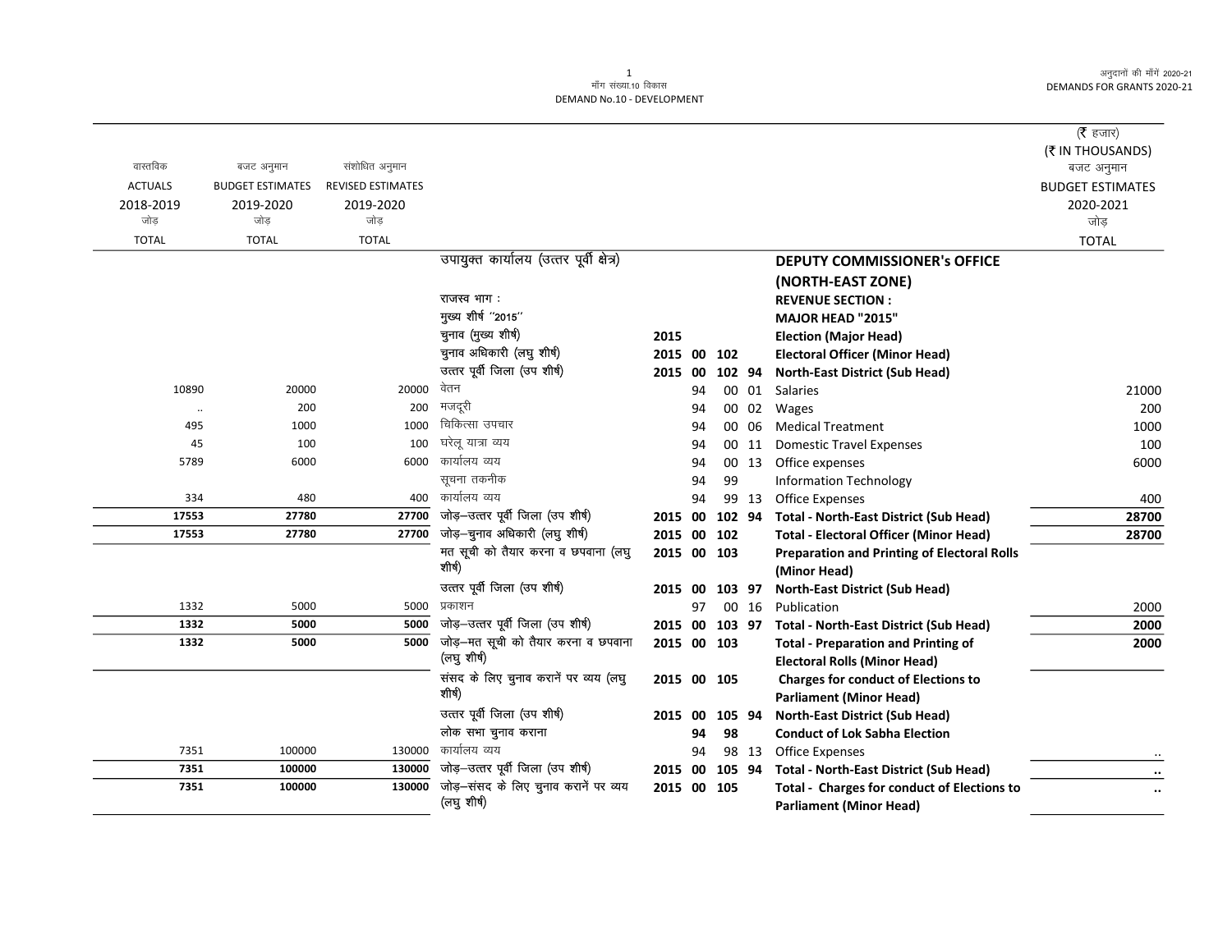मॉंग संख्या.10 विकास
DEMAND No.10 - DEVELOPMENT

अनुदानों की मॉंगें 2020-21
DEMANDS FOR GRANTS 2020-21

(₹ हजार)
(₹ IN THOUSANDS)

| वास्तविक ACTUALS 2018-2019 जोड़ TOTAL | बजट अनुमान BUDGET ESTIMATES 2019-2020 जोड़ TOTAL | संशोधित अनुमान REVISED ESTIMATES 2019-2020 जोड़ TOTAL | | | | | | | बजट अनुमान BUDGET ESTIMATES 2020-2021 जोड़ TOTAL |
|---|---|---|---|---|---|---|---|---|---|
| | | | उपायुक्त कार्यालय (उत्तर पूर्वी क्षेत्र) | | | | | **DEPUTY COMMISSIONER's OFFICE (NORTH-EAST ZONE)** | |
| | | | राजस्व भाग : | | | | | **REVENUE SECTION :** | |
| | | | मुख्य शीर्ष ''2015'' | | | | | **MAJOR HEAD "2015"** | |
| | | | चुनाव (मुख्य शीर्ष) | **2015** | | | | **Election (Major Head)** | |
| | | | चुनाव अधिकारी (लघु शीर्ष) | **2015** | **00** | **102** | | **Electoral Officer (Minor Head)** | |
| | | | उत्तर पूर्वी जिला (उप शीर्ष) | **2015** | **00** | **102** | **94** | **North-East District (Sub Head)** | |
| 10890 | 20000 | 20000 | वेतन | | 94 | 00 | 01 | Salaries | 21000 |
| .. | 200 | 200 | मजदूरी | | 94 | 00 | 02 | Wages | 200 |
| 495 | 1000 | 1000 | चिकित्सा उपचार | | 94 | 00 | 06 | Medical Treatment | 1000 |
| 45 | 100 | 100 | घरेलू यात्रा व्यय | | 94 | 00 | 11 | Domestic Travel Expenses | 100 |
| 5789 | 6000 | 6000 | कार्यालय व्यय | | 94 | 00 | 13 | Office expenses | 6000 |
| | | | सूचना तकनीक | | 94 | 99 | | Information Technology | |
| 334 | 480 | 400 | कार्यालय व्यय | | 94 | 99 | 13 | Office Expenses | 400 |
| **17553** | **27780** | **27700** | जोड़–उत्तर पूर्वी जिला (उप शीर्ष) | **2015** | **00** | **102** | **94** | **Total - North-East District (Sub Head)** | **28700** |
| **17553** | **27780** | **27700** | जोड़–चुनाव अधिकारी (लघु शीर्ष) | **2015** | **00** | **102** | | **Total - Electoral Officer (Minor Head)** | **28700** |
| | | | मत सूची को तैयार करना व छपवाना (लघु शीर्ष) | **2015** | **00** | **103** | | **Preparation and Printing of Electoral Rolls (Minor Head)** | |
| | | | उत्तर पूर्वी जिला (उप शीर्ष) | **2015** | **00** | **103** | **97** | **North-East District (Sub Head)** | |
| 1332 | 5000 | 5000 | प्रकाशन | | 97 | 00 | 16 | Publication | 2000 |
| **1332** | **5000** | **5000** | जोड़–उत्तर पूर्वी जिला (उप शीर्ष) | **2015** | **00** | **103** | **97** | **Total - North-East District (Sub Head)** | **2000** |
| **1332** | **5000** | **5000** | जोड़–मत सूची को तैयार करना व छपवाना (लघु शीर्ष) | **2015** | **00** | **103** | | **Total - Preparation and Printing of Electoral Rolls (Minor Head)** | **2000** |
| | | | संसद के लिए चुनाव करानें पर व्यय (लघु शीर्ष) | **2015** | **00** | **105** | | **Charges for conduct of Elections to Parliament (Minor Head)** | |
| | | | उत्तर पूर्वी जिला (उप शीर्ष) | **2015** | **00** | **105** | **94** | **North-East District (Sub Head)** | |
| | | | लोक सभा चुनाव कराना | | **94** | **98** | | **Conduct of Lok Sabha Election** | |
| 7351 | 100000 | 130000 | कार्यालय व्यय | | 94 | 98 | 13 | Office Expenses | .. |
| **7351** | **100000** | **130000** | जोड़–उत्तर पूर्वी जिला (उप शीर्ष) | **2015** | **00** | **105** | **94** | **Total - North-East District (Sub Head)** | **..** |
| **7351** | **100000** | **130000** | जोड़–संसद के लिए चुनाव करानें पर व्यय (लघु शीर्ष) | **2015** | **00** | **105** | | **Total - Charges for conduct of Elections to Parliament (Minor Head)** | **..** |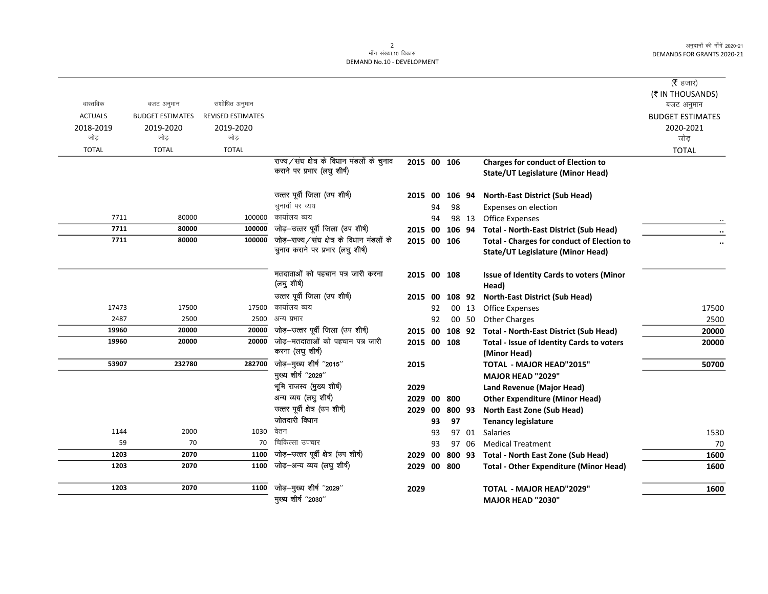मॉंग संख्या.10 विकास
DEMAND No.10 - DEVELOPMENT

| वास्तविक ACTUALS 2018-2019 जोड़ TOTAL | बजट अनुमान BUDGET ESTIMATES 2019-2020 जोड़ TOTAL | संशोधित अनुमान REVISED ESTIMATES 2019-2020 जोड़ TOTAL | | | | | | | (₹ हजार) (₹ IN THOUSANDS) बजट अनुमान BUDGET ESTIMATES 2020-2021 जोड़ TOTAL |
|---|---|---|---|---|---|---|---|---|---|
| | | | राज्य/संघ क्षेत्र के विधान मंडलों के चुनाव कराने पर प्रभार (लघु शीर्ष) | 2015 | 00 | 106 | | **Charges for conduct of Election to State/UT Legislature (Minor Head)** | |
| | | | उत्तर पूर्वी जिला (उप शीर्ष) | **2015** | **00** | **106** | **94** | **North-East District (Sub Head)** | |
| | | | चुनावों पर व्यय | | 94 | 98 | | Expenses on election | |
| 7711 | 80000 | 100000 | कार्यालय व्यय | | 94 | 98 | 13 | Office Expenses | .. |
| **7711** | **80000** | **100000** | जोड़–उत्तर पूर्वी जिला (उप शीर्ष) | **2015** | **00** | **106** | **94** | **Total - North-East District (Sub Head)** | **..** |
| **7711** | **80000** | **100000** | जोड़–राज्य/संघ क्षेत्र के विधान मंडलों के चुनाव कराने पर प्रभार (लघु शीर्ष) | **2015** | **00** | **106** | | **Total - Charges for conduct of Election to State/UT Legislature (Minor Head)** | **..** |
| | | | मतदाताओं को पहचान पत्र जारी करना (लघु शीर्ष) | **2015** | **00** | **108** | | **Issue of Identity Cards to voters (Minor Head)** | |
| | | | उत्तर पूर्वी जिला (उप शीर्ष) | **2015** | **00** | **108** | **92** | **North-East District (Sub Head)** | |
| 17473 | 17500 | 17500 | कार्यालय व्यय | | 92 | 00 | 13 | Office Expenses | 17500 |
| 2487 | 2500 | 2500 | अन्य प्रभार | | 92 | 00 | 50 | Other Charges | 2500 |
| **19960** | **20000** | **20000** | जोड़–उत्तर पूर्वी जिला (उप शीर्ष) | **2015** | **00** | **108** | **92** | **Total - North-East District (Sub Head)** | **20000** |
| **19960** | **20000** | **20000** | जोड़–मतदाताओं को पहचान पत्र जारी करना (लघु शीर्ष) | **2015** | **00** | **108** | | **Total - Issue of Identity Cards to voters (Minor Head)** | **20000** |
| **53907** | **232780** | **282700** | जोड़–मुख्य शीर्ष "2015" | **2015** | | | | **TOTAL - MAJOR HEAD"2015"** | **50700** |
| | | | मुख्य शीर्ष "2029" | | | | | **MAJOR HEAD "2029"** | |
| | | | भूमि राजस्व (मुख्य शीर्ष) | **2029** | | | | **Land Revenue (Major Head)** | |
| | | | अन्य व्यय (लघु शीर्ष) | **2029** | **00** | **800** | | **Other Expenditure (Minor Head)** | |
| | | | उत्तर पूर्वी क्षेत्र (उप शीर्ष) | **2029** | **00** | **800** | **93** | **North East Zone (Sub Head)** | |
| | | | जोतदारी विधान | | **93** | **97** | | **Tenancy legislature** | |
| 1144 | 2000 | 1030 | वेतन | | 93 | 97 | 01 | Salaries | 1530 |
| 59 | 70 | 70 | चिकित्सा उपचार | | 93 | 97 | 06 | Medical Treatment | 70 |
| **1203** | **2070** | **1100** | जोड़–उत्तर पूर्वी क्षेत्र (उप शीर्ष) | **2029** | **00** | **800** | **93** | **Total - North East Zone (Sub Head)** | **1600** |
| **1203** | **2070** | **1100** | जोड़–अन्य व्यय (लघु शीर्ष) | **2029** | **00** | **800** | | **Total - Other Expenditure (Minor Head)** | **1600** |
| **1203** | **2070** | **1100** | जोड़–मुख्य शीर्ष "2029" | **2029** | | | | **TOTAL - MAJOR HEAD"2029"** | **1600** |
| | | | मुख्य शीर्ष "2030" | | | | | **MAJOR HEAD "2030"** | |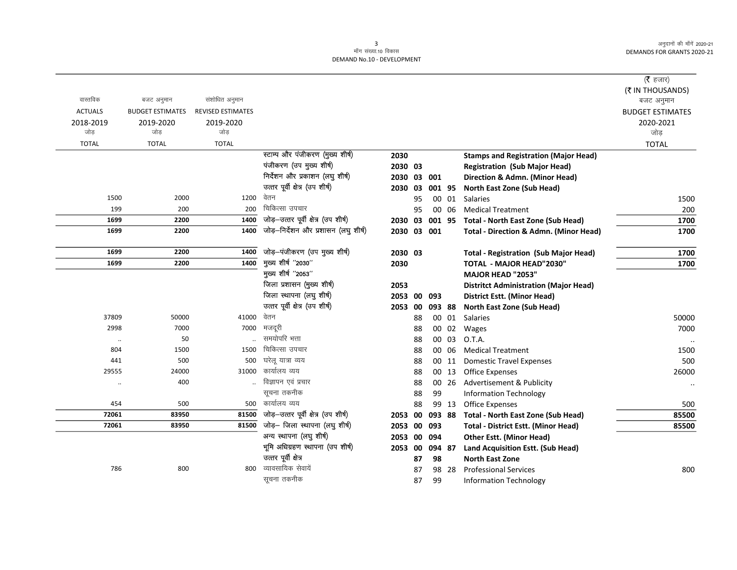मॉंग संख्या.10 विकास
DEMAND No.10 - DEVELOPMENT

(₹ हजार)
(₹ IN THOUSANDS)

| वास्तविक ACTUALS 2018-2019 जोड़ TOTAL | बजट अनुमान BUDGET ESTIMATES 2019-2020 जोड़ TOTAL | संशोधित अनुमान REVISED ESTIMATES 2019-2020 जोड़ TOTAL | | | | | | | बजट अनुमान BUDGET ESTIMATES 2020-2021 जोड़ TOTAL |
|---|---|---|---|---|---|---|---|---|---|
| | | | स्टाम्प और पंजीकरण (मुख्य शीर्ष) | 2030 | | | | **Stamps and Registration (Major Head)** | |
| | | | पंजीकरण (उप मुख्य शीर्ष) | 2030 | 03 | | | **Registration (Sub Major Head)** | |
| | | | निर्देशन और प्रकाशन (लघु शीर्ष) | 2030 | 03 | 001 | | **Direction & Admn. (Minor Head)** | |
| | | | उत्तर पूर्वी क्षेत्र (उप शीर्ष) | 2030 | 03 | 001 | 95 | **North East Zone (Sub Head)** | |
| 1500 | 2000 | 1200 | वेतन | | 95 | 00 | 01 | Salaries | 1500 |
| 199 | 200 | 200 | चिकित्सा उपचार | | 95 | 00 | 06 | Medical Treatment | 200 |
| **1699** | **2200** | **1400** | जोड़–उत्तर पूर्वी क्षेत्र (उप शीर्ष) | 2030 | 03 | 001 | 95 | **Total - North East Zone (Sub Head)** | **1700** |
| **1699** | **2200** | **1400** | जोड़–निर्देशन और प्रशासन (लघु शीर्ष) | 2030 | 03 | 001 | | **Total - Direction & Admn. (Minor Head)** | **1700** |
| **1699** | **2200** | **1400** | जोड़–पंजीकरण (उप मुख्य शीर्ष) | 2030 | 03 | | | **Total - Registration (Sub Major Head)** | **1700** |
| **1699** | **2200** | **1400** | मुख्य शीर्ष "2030" | 2030 | | | | **TOTAL - MAJOR HEAD"2030"** | **1700** |
| | | | मुख्य शीर्ष "2053" | | | | | **MAJOR HEAD "2053"** | |
| | | | जिला प्रशासन (मुख्य शीर्ष) | 2053 | | | | **Distritct Administration (Major Head)** | |
| | | | जिला स्थापना (लघु शीर्ष) | 2053 | 00 | 093 | | **District Estt. (Minor Head)** | |
| | | | उत्तर पूर्वी क्षेत्र (उप शीर्ष) | 2053 | 00 | 093 | 88 | **North East Zone (Sub Head)** | |
| 37809 | 50000 | 41000 | वेतन | | 88 | 00 | 01 | Salaries | 50000 |
| 2998 | 7000 | 7000 | मजदूरी | | 88 | 00 | 02 | Wages | 7000 |
| .. | 50 | .. | समयोपरि भत्ता | | 88 | 00 | 03 | O.T.A. | .. |
| 804 | 1500 | 1500 | चिकित्सा उपचार | | 88 | 00 | 06 | Medical Treatment | 1500 |
| 441 | 500 | 500 | घरेलू यात्रा व्यय | | 88 | 00 | 11 | Domestic Travel Expenses | 500 |
| 29555 | 24000 | 31000 | कार्यालय व्यय | | 88 | 00 | 13 | Office Expenses | 26000 |
| .. | 400 | .. | विज्ञापन एवं प्रचार | | 88 | 00 | 26 | Advertisement & Publicity | .. |
| | | | सूचना तकनीक | | 88 | 99 | | Information Technology | |
| 454 | 500 | 500 | कार्यालय व्यय | | 88 | 99 | 13 | Office Expenses | 500 |
| **72061** | **83950** | **81500** | जोड़–उत्तर पूर्वी क्षेत्र (उप शीर्ष) | 2053 | 00 | 093 | 88 | **Total - North East Zone (Sub Head)** | **85500** |
| **72061** | **83950** | **81500** | जोड़– जिला स्थापना (लघु शीर्ष) | 2053 | 00 | 093 | | **Total - District Estt. (Minor Head)** | **85500** |
| | | | अन्य स्थापना (लघु शीर्ष) | 2053 | 00 | 094 | | **Other Estt. (Minor Head)** | |
| | | | भूमि अधिग्रहण स्थापना (उप शीर्ष) | 2053 | 00 | 094 | 87 | **Land Acquisition Estt. (Sub Head)** | |
| | | | उत्तर पूर्वी क्षेत्र | | 87 | 98 | | **North East Zone** | |
| 786 | 800 | 800 | व्यावसायिक सेवायें | | 87 | 98 | 28 | Professional Services | 800 |
| | | | सूचना तकनीक | | 87 | 99 | | Information Technology | |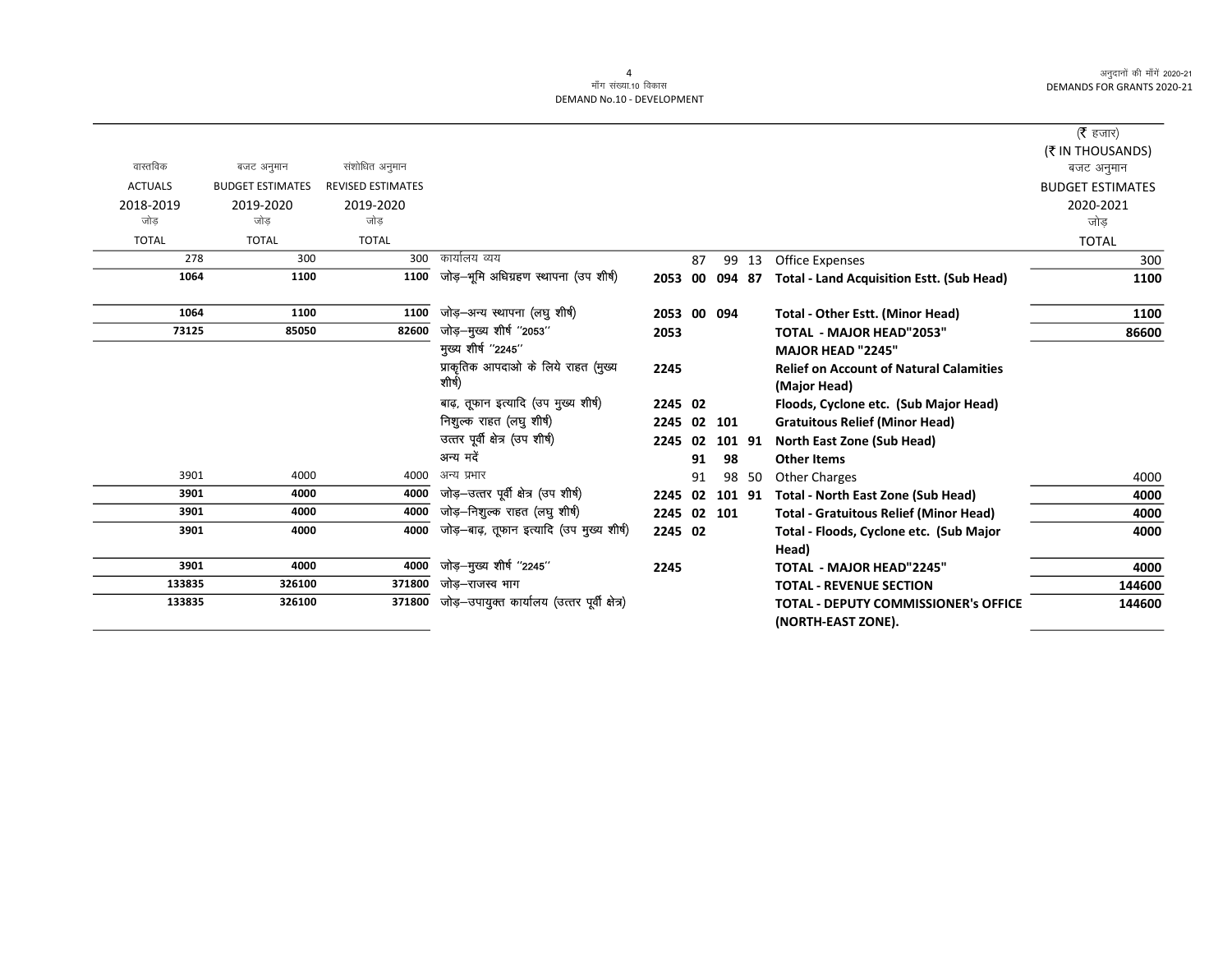| वास्तविक ACTUALS 2018-2019 जोड़ TOTAL | बजट अनुमान BUDGET ESTIMATES 2019-2020 जोड़ TOTAL | संशोधित अनुमान REVISED ESTIMATES 2019-2020 जोड़ TOTAL | | | | | | | (₹ हजार) (₹ IN THOUSANDS) बजट अनुमान BUDGET ESTIMATES 2020-2021 जोड़ TOTAL |
|---|---|---|---|---|---|---|---|---|---|
| 278 | 300 | 300 | कार्यालय व्यय | | 87 | 99 | 13 | Office Expenses | 300 |
| **1064** | **1100** | **1100** | जोड़–भूमि अधिग्रहण स्थापना (उप शीर्ष) | **2053** | **00** | **094** | **87** | **Total - Land Acquisition Estt. (Sub Head)** | **1100** |
| **1064** | **1100** | **1100** | जोड़–अन्य स्थापना (लघु शीर्ष) | **2053** | **00** | **094** | | **Total - Other Estt. (Minor Head)** | **1100** |
| **73125** | **85050** | **82600** | जोड़–मुख्य शीर्ष "2053" | **2053** | | | | **TOTAL - MAJOR HEAD"2053"** | **86600** |
| | | | मुख्य शीर्ष "2245" | | | | | **MAJOR HEAD "2245"** | |
| | | | प्राकृतिक आपदाओ के लिये राहत (मुख्य शीर्ष) | **2245** | | | | **Relief on Account of Natural Calamities (Major Head)** | |
| | | | बाढ़, तूफान इत्यादि (उप मुख्य शीर्ष) | **2245** | **02** | | | **Floods, Cyclone etc. (Sub Major Head)** | |
| | | | निशुल्क राहत (लघु शीर्ष) | **2245** | **02** | **101** | | **Gratuitous Relief (Minor Head)** | |
| | | | उत्तर पूर्वी क्षेत्र (उप शीर्ष) | **2245** | **02** | **101** | **91** | **North East Zone (Sub Head)** | |
| | | | अन्य मदें | | **91** | **98** | | **Other Items** | |
| 3901 | 4000 | 4000 | अन्य प्रभार | | 91 | 98 | 50 | Other Charges | 4000 |
| **3901** | **4000** | **4000** | जोड़–उत्तर पूर्वी क्षेत्र (उप शीर्ष) | **2245** | **02** | **101** | **91** | **Total - North East Zone (Sub Head)** | **4000** |
| **3901** | **4000** | **4000** | जोड़–निशुल्क राहत (लघु शीर्ष) | **2245** | **02** | **101** | | **Total - Gratuitous Relief (Minor Head)** | **4000** |
| **3901** | **4000** | **4000** | जोड़–बाढ़, तूफान इत्यादि (उप मुख्य शीर्ष) | **2245** | **02** | | | **Total - Floods, Cyclone etc. (Sub Major Head)** | **4000** |
| **3901** | **4000** | **4000** | जोड़–मुख्य शीर्ष "2245" | **2245** | | | | **TOTAL - MAJOR HEAD"2245"** | **4000** |
| **133835** | **326100** | **371800** | जोड़–राजस्व भाग | | | | | **TOTAL - REVENUE SECTION** | **144600** |
| **133835** | **326100** | **371800** | जोड़–उपायुक्त कार्यालय (उत्तर पूर्वी क्षेत्र) | | | | | **TOTAL - DEPUTY COMMISSIONER's OFFICE (NORTH-EAST ZONE).** | **144600** |